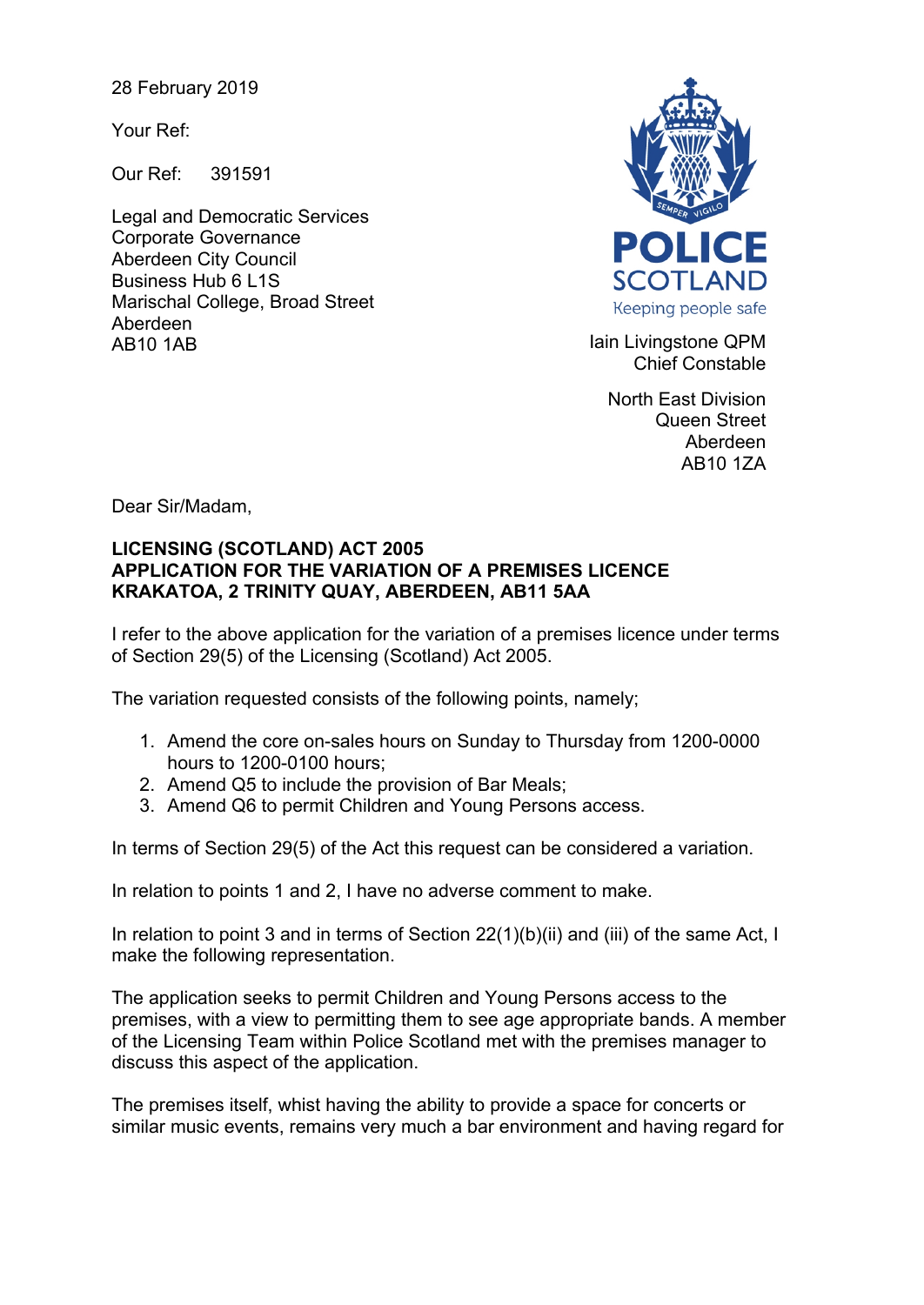28 February 2019

Your Ref:

Our Ref: 391591

Legal and Democratic Services
Corporate Governance
Aberdeen City Council
Business Hub 6 L1S
Marischal College, Broad Street
Aberdeen
AB10 1AB

POLICE SCOTLAND
Keeping people safe

Iain Livingstone QPM
Chief Constable

North East Division
Queen Street
Aberdeen
AB10 1ZA

Dear Sir/Madam,

**LICENSING (SCOTLAND) ACT 2005**
**APPLICATION FOR THE VARIATION OF A PREMISES LICENCE**
**KRAKATOA, 2 TRINITY QUAY, ABERDEEN, AB11 5AA**

I refer to the above application for the variation of a premises licence under terms of Section 29(5) of the Licensing (Scotland) Act 2005.

The variation requested consists of the following points, namely;

1. Amend the core on-sales hours on Sunday to Thursday from 1200-0000 hours to 1200-0100 hours;
2. Amend Q5 to include the provision of Bar Meals;
3. Amend Q6 to permit Children and Young Persons access.

In terms of Section 29(5) of the Act this request can be considered a variation.

In relation to points 1 and 2, I have no adverse comment to make.

In relation to point 3 and in terms of Section 22(1)(b)(ii) and (iii) of the same Act, I make the following representation.

The application seeks to permit Children and Young Persons access to the premises, with a view to permitting them to see age appropriate bands. A member of the Licensing Team within Police Scotland met with the premises manager to discuss this aspect of the application.

The premises itself, whist having the ability to provide a space for concerts or similar music events, remains very much a bar environment and having regard for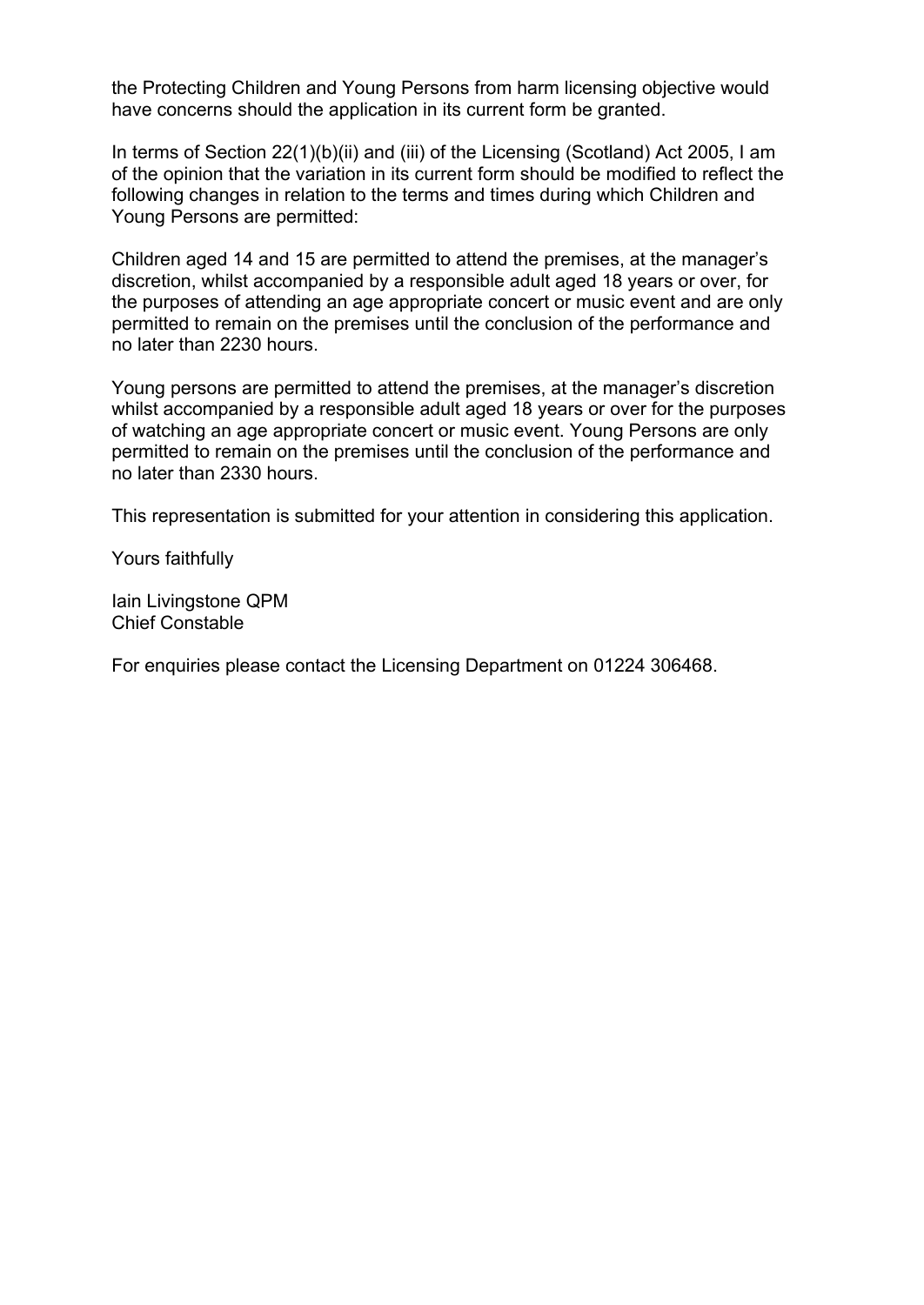the Protecting Children and Young Persons from harm licensing objective would have concerns should the application in its current form be granted.

In terms of Section 22(1)(b)(ii) and (iii) of the Licensing (Scotland) Act 2005, I am of the opinion that the variation in its current form should be modified to reflect the following changes in relation to the terms and times during which Children and Young Persons are permitted:

Children aged 14 and 15 are permitted to attend the premises, at the manager's discretion, whilst accompanied by a responsible adult aged 18 years or over, for the purposes of attending an age appropriate concert or music event and are only permitted to remain on the premises until the conclusion of the performance and no later than 2230 hours.

Young persons are permitted to attend the premises, at the manager's discretion whilst accompanied by a responsible adult aged 18 years or over for the purposes of watching an age appropriate concert or music event. Young Persons are only permitted to remain on the premises until the conclusion of the performance and no later than 2330 hours.

This representation is submitted for your attention in considering this application.

Yours faithfully

Iain Livingstone QPM
Chief Constable

For enquiries please contact the Licensing Department on 01224 306468.